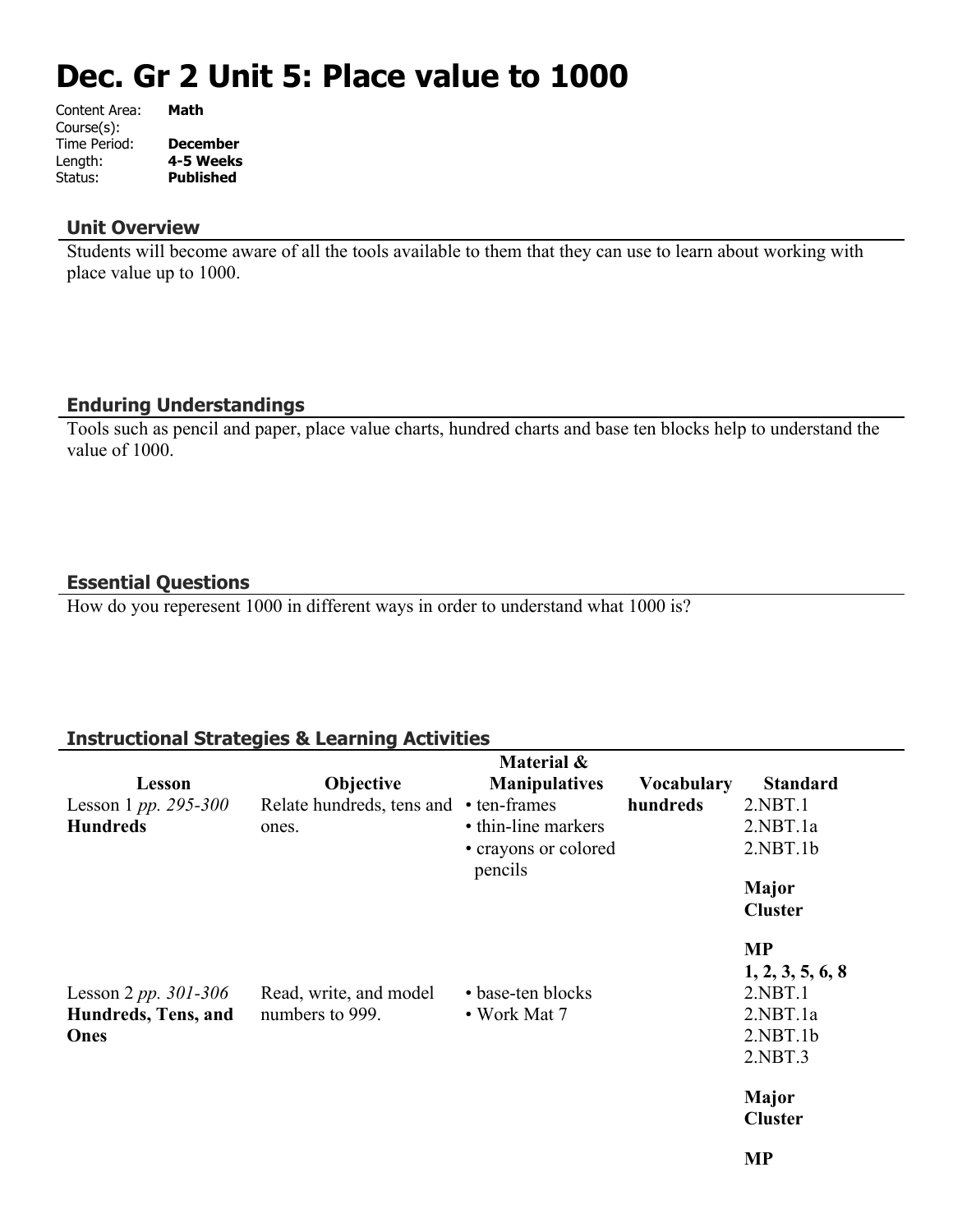# Dec. Gr 2 Unit 5: Place value to 1000

Content Area: **Math**
Course(s):
Time Period: **December**
Length: **4-5 Weeks**
Status: **Published**

## Unit Overview

Students will become aware of all the tools available to them that they can use to learn about working with place value up to 1000.

## Enduring Understandings

Tools such as pencil and paper, place value charts, hundred charts and base ten blocks help to understand the value of 1000.

## Essential Questions

How do you reperesent 1000 in different ways in order to understand what 1000 is?

## Instructional Strategies & Learning Activities

| Lesson | Objective | Material & Manipulatives | Vocabulary | Standard |
|---|---|---|---|---|
| Lesson 1 *pp. 295-300* **Hundreds** | Relate hundreds, tens and ones. | • ten-frames<br>• thin-line markers<br>• crayons or colored pencils | **hundreds** | 2.NBT.1<br>2.NBT.1a<br>2.NBT.1b<br>**Major Cluster**<br>**MP 1, 2, 3, 5, 6, 8** |
| Lesson 2 *pp. 301-306* **Hundreds, Tens, and Ones** | Read, write, and model numbers to 999. | • base-ten blocks<br>• Work Mat 7 | | 2.NBT.1<br>2.NBT.1a<br>2.NBT.1b<br>2.NBT.3<br>**Major Cluster**<br>**MP** |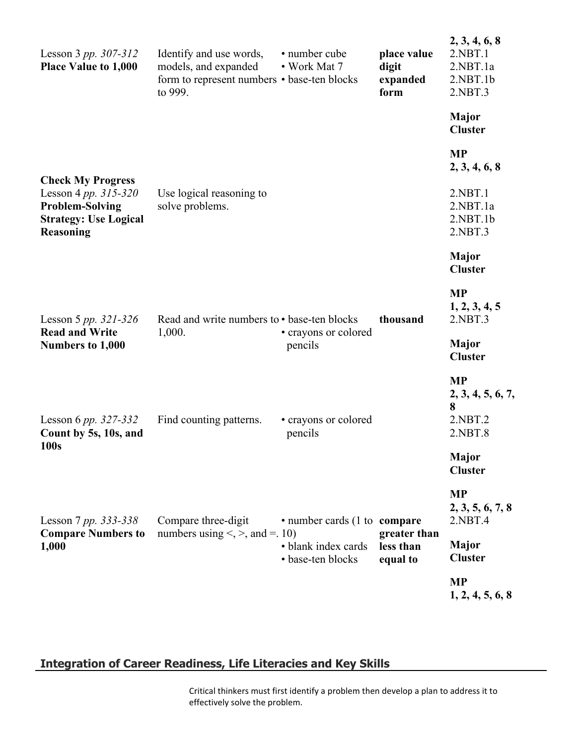| | | | | **2, 3, 4, 6, 8** |
|---|---|---|---|---|
| Lesson 3 *pp. 307-312* **Place Value to 1,000** | Identify and use words, models, and expanded form to represent numbers to 999. | • number cube • Work Mat 7 • base-ten blocks | **place value digit expanded form** | 2.NBT.1 2.NBT.1a 2.NBT.1b 2.NBT.3 **Major Cluster** **MP 2, 3, 4, 6, 8** |
| **Check My Progress** Lesson 4 *pp. 315-320* **Problem-Solving Strategy: Use Logical Reasoning** | Use logical reasoning to solve problems. | | | 2.NBT.1 2.NBT.1a 2.NBT.1b 2.NBT.3 **Major Cluster** **MP 1, 2, 3, 4, 5** |
| Lesson 5 *pp. 321-326* **Read and Write Numbers to 1,000** | Read and write numbers to 1,000. | • base-ten blocks • crayons or colored pencils | **thousand** | 2.NBT.3 **Major Cluster** **MP 2, 3, 4, 5, 6, 7, 8** |
| Lesson 6 *pp. 327-332* **Count by 5s, 10s, and 100s** | Find counting patterns. | • crayons or colored pencils | | 2.NBT.2 2.NBT.8 **Major Cluster** **MP 2, 3, 5, 6, 7, 8** |
| Lesson 7 *pp. 333-338* **Compare Numbers to 1,000** | Compare three-digit numbers using <, >, and =. | • number cards (1 to 10) • blank index cards • base-ten blocks | **compare greater than less than equal to** | 2.NBT.4 **Major Cluster** **MP 1, 2, 4, 5, 6, 8** |

## Integration of Career Readiness, Life Literacies and Key Skills

Critical thinkers must first identify a problem then develop a plan to address it to effectively solve the problem.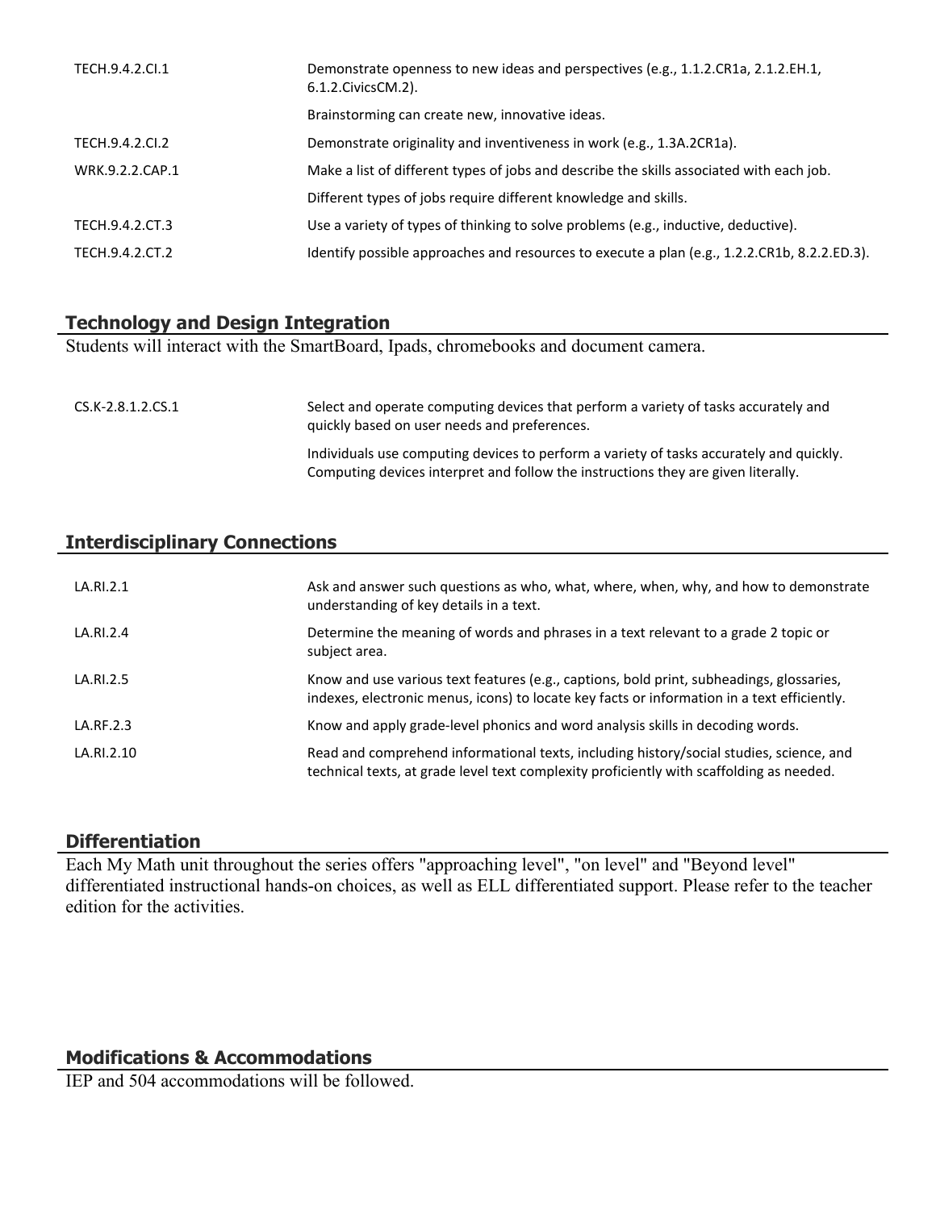| | |
|---|---|
| TECH.9.4.2.CI.1 | Demonstrate openness to new ideas and perspectives (e.g., 1.1.2.CR1a, 2.1.2.EH.1, 6.1.2.CivicsCM.2). |
| | Brainstorming can create new, innovative ideas. |
| TECH.9.4.2.CI.2 | Demonstrate originality and inventiveness in work (e.g., 1.3A.2CR1a). |
| WRK.9.2.2.CAP.1 | Make a list of different types of jobs and describe the skills associated with each job. |
| | Different types of jobs require different knowledge and skills. |
| TECH.9.4.2.CT.3 | Use a variety of types of thinking to solve problems (e.g., inductive, deductive). |
| TECH.9.4.2.CT.2 | Identify possible approaches and resources to execute a plan (e.g., 1.2.2.CR1b, 8.2.2.ED.3). |

## Technology and Design Integration

Students will interact with the SmartBoard, Ipads, chromebooks and document camera.

| | |
|---|---|
| CS.K-2.8.1.2.CS.1 | Select and operate computing devices that perform a variety of tasks accurately and quickly based on user needs and preferences. |
| | Individuals use computing devices to perform a variety of tasks accurately and quickly. Computing devices interpret and follow the instructions they are given literally. |

## Interdisciplinary Connections

| | |
|---|---|
| LA.RI.2.1 | Ask and answer such questions as who, what, where, when, why, and how to demonstrate understanding of key details in a text. |
| LA.RI.2.4 | Determine the meaning of words and phrases in a text relevant to a grade 2 topic or subject area. |
| LA.RI.2.5 | Know and use various text features (e.g., captions, bold print, subheadings, glossaries, indexes, electronic menus, icons) to locate key facts or information in a text efficiently. |
| LA.RF.2.3 | Know and apply grade-level phonics and word analysis skills in decoding words. |
| LA.RI.2.10 | Read and comprehend informational texts, including history/social studies, science, and technical texts, at grade level text complexity proficiently with scaffolding as needed. |

## Differentiation

Each My Math unit throughout the series offers "approaching level", "on level" and "Beyond level" differentiated instructional hands-on choices, as well as ELL differentiated support. Please refer to the teacher edition for the activities.

## Modifications & Accommodations

IEP and 504 accommodations will be followed.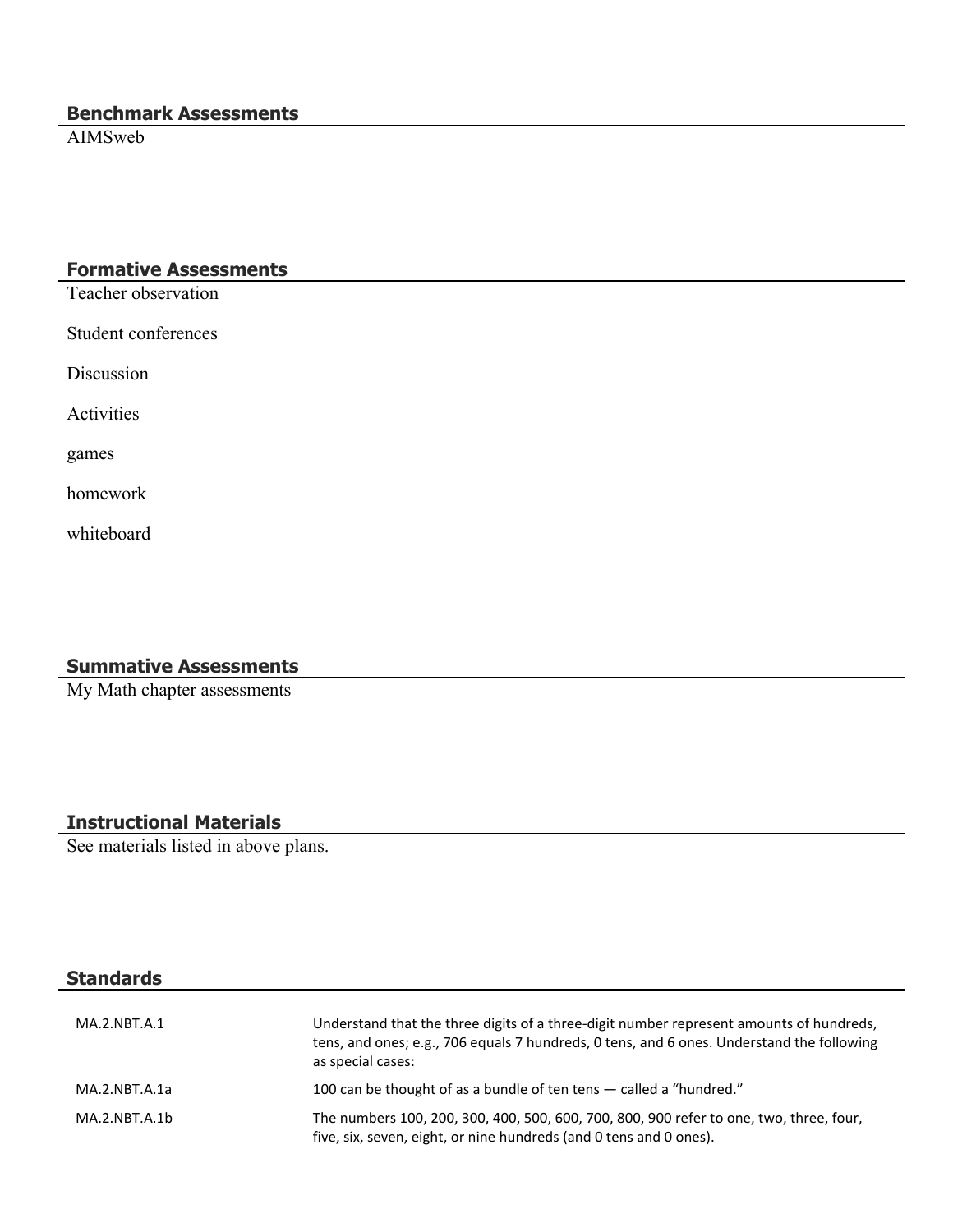## Benchmark Assessments

AIMSweb

## Formative Assessments

Teacher observation

Student conferences

Discussion

Activities

games

homework

whiteboard

## Summative Assessments

My Math chapter assessments

## Instructional Materials

See materials listed in above plans.

## Standards

| | |
|---|---|
| MA.2.NBT.A.1 | Understand that the three digits of a three-digit number represent amounts of hundreds, tens, and ones; e.g., 706 equals 7 hundreds, 0 tens, and 6 ones. Understand the following as special cases: |
| MA.2.NBT.A.1a | 100 can be thought of as a bundle of ten tens — called a “hundred.” |
| MA.2.NBT.A.1b | The numbers 100, 200, 300, 400, 500, 600, 700, 800, 900 refer to one, two, three, four, five, six, seven, eight, or nine hundreds (and 0 tens and 0 ones). |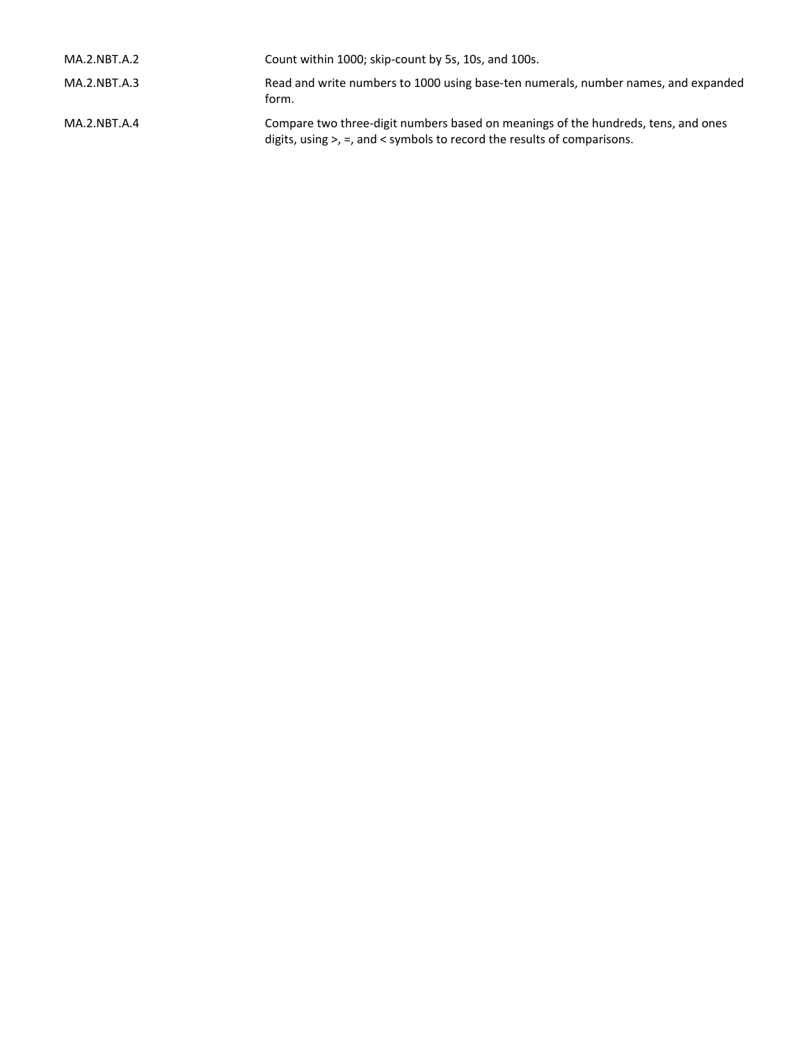| | |
|---|---|
| MA.2.NBT.A.2 | Count within 1000; skip-count by 5s, 10s, and 100s. |
| MA.2.NBT.A.3 | Read and write numbers to 1000 using base-ten numerals, number names, and expanded form. |
| MA.2.NBT.A.4 | Compare two three-digit numbers based on meanings of the hundreds, tens, and ones digits, using >, =, and < symbols to record the results of comparisons. |